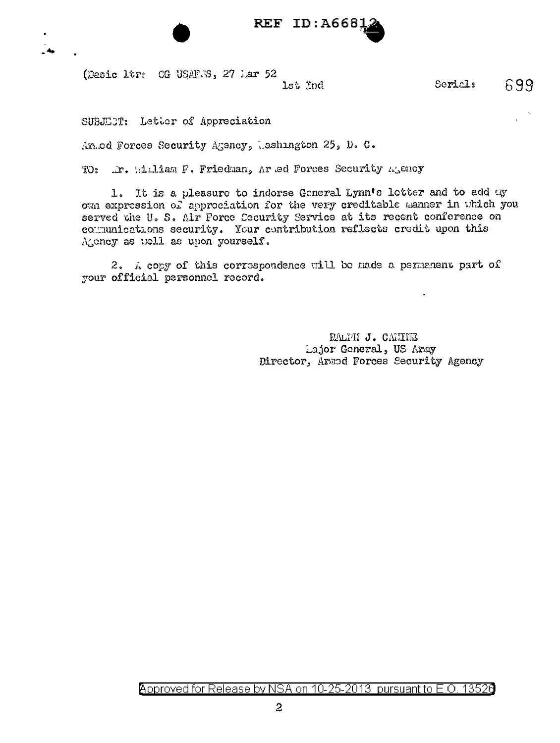REF ID:A66812

(Basic ltr: CG USAFSS, 27 Mar 52

1st Ind

Serial: 699

SUBJECT: Letter of Appreciation

Armed Forces Security Agency, Washington 25, D. C.

TO: Mr. William F. Friedman, Armed Forces Security Agency

1. It is a pleasure to indorse General Lynn's letter and to add my own expression of appreciation for the very creditable manner in which you served the U. S. Air Force Security Service at its recent conference on communications security. Your contribution reflects credit upon this Agency as well as upon yourself.

2. A copy of this correspondence will be made a permanent part of your official personnel record.

RALPH J. CANINE
Major General, US Army
Director, Armed Forces Security Agency

Approved for Release by NSA on 10-25-2013 pursuant to E.O. 13526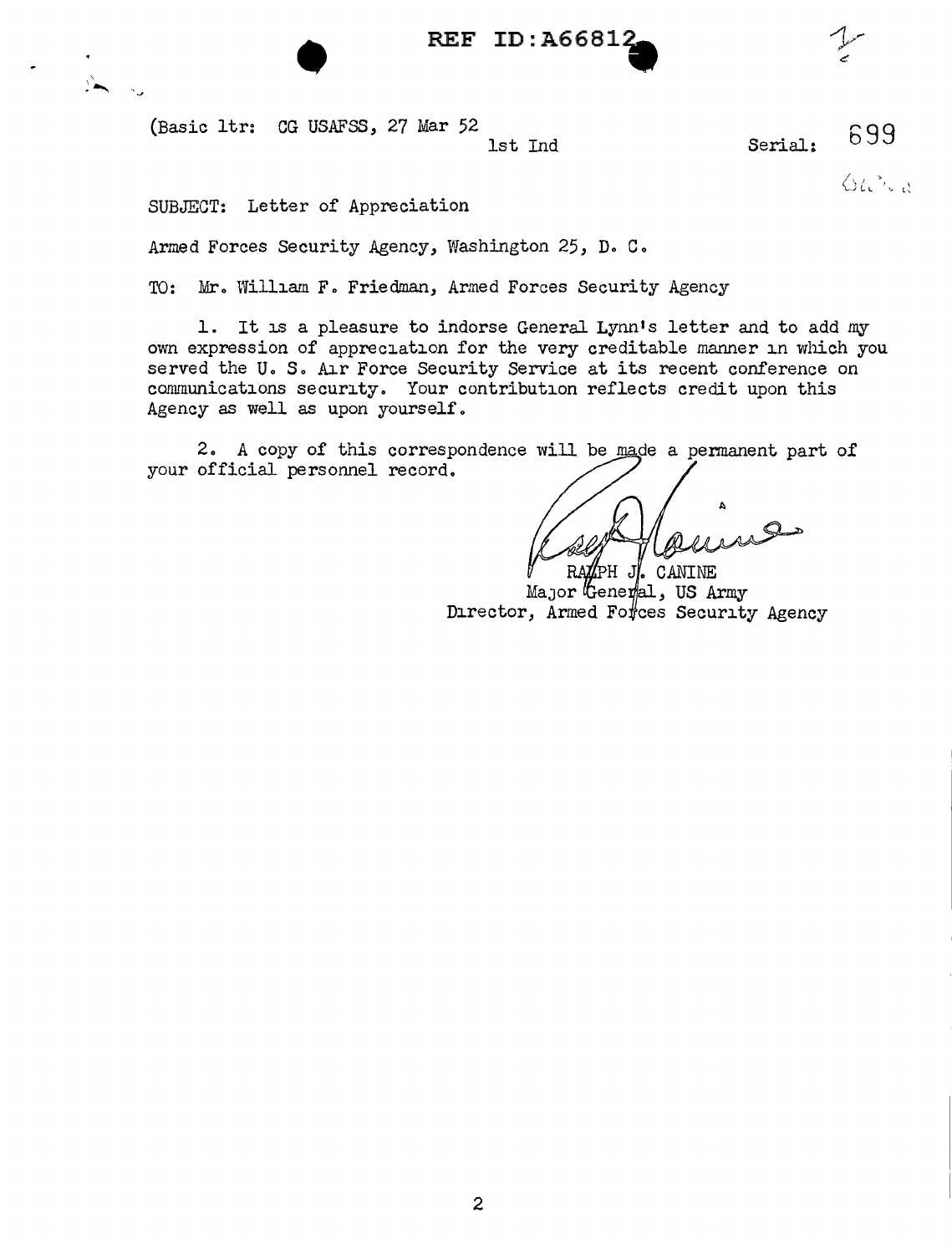REF ID:A66812

(Basic ltr: CG USAFSS, 27 Mar 52

1st Ind

Serial: 699

SUBJECT: Letter of Appreciation

Armed Forces Security Agency, Washington 25, D. C.

TO: Mr. William F. Friedman, Armed Forces Security Agency

1. It is a pleasure to indorse General Lynn's letter and to add my own expression of appreciation for the very creditable manner in which you served the U. S. Air Force Security Service at its recent conference on communications security. Your contribution reflects credit upon this Agency as well as upon yourself.

2. A copy of this correspondence will be made a permanent part of your official personnel record.

RALPH J. CANINE
Major General, US Army
Director, Armed Forces Security Agency